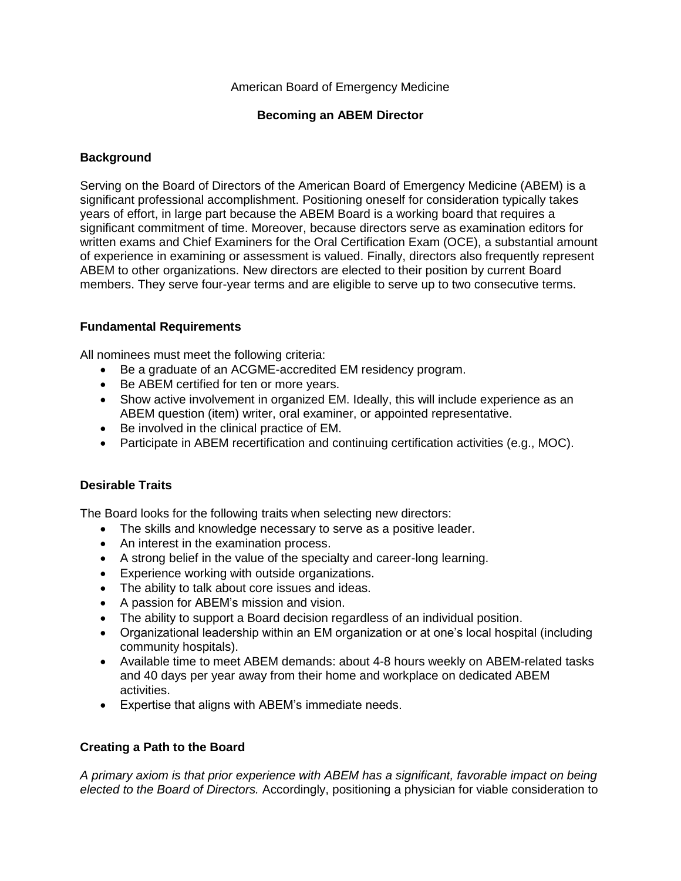American Board of Emergency Medicine

# Becoming an ABEM Director

## Background

Serving on the Board of Directors of the American Board of Emergency Medicine (ABEM) is a significant professional accomplishment. Positioning oneself for consideration typically takes years of effort, in large part because the ABEM Board is a working board that requires a significant commitment of time. Moreover, because directors serve as examination editors for written exams and Chief Examiners for the Oral Certification Exam (OCE), a substantial amount of experience in examining or assessment is valued. Finally, directors also frequently represent ABEM to other organizations. New directors are elected to their position by current Board members. They serve four-year terms and are eligible to serve up to two consecutive terms.

## Fundamental Requirements

All nominees must meet the following criteria:

- Be a graduate of an ACGME-accredited EM residency program.
- Be ABEM certified for ten or more years.
- Show active involvement in organized EM. Ideally, this will include experience as an ABEM question (item) writer, oral examiner, or appointed representative.
- Be involved in the clinical practice of EM.
- Participate in ABEM recertification and continuing certification activities (e.g., MOC).

## Desirable Traits

The Board looks for the following traits when selecting new directors:

- The skills and knowledge necessary to serve as a positive leader.
- An interest in the examination process.
- A strong belief in the value of the specialty and career-long learning.
- Experience working with outside organizations.
- The ability to talk about core issues and ideas.
- A passion for ABEM's mission and vision.
- The ability to support a Board decision regardless of an individual position.
- Organizational leadership within an EM organization or at one's local hospital (including community hospitals).
- Available time to meet ABEM demands: about 4-8 hours weekly on ABEM-related tasks and 40 days per year away from their home and workplace on dedicated ABEM activities.
- Expertise that aligns with ABEM's immediate needs.

## Creating a Path to the Board

*A primary axiom is that prior experience with ABEM has a significant, favorable impact on being elected to the Board of Directors.* Accordingly, positioning a physician for viable consideration to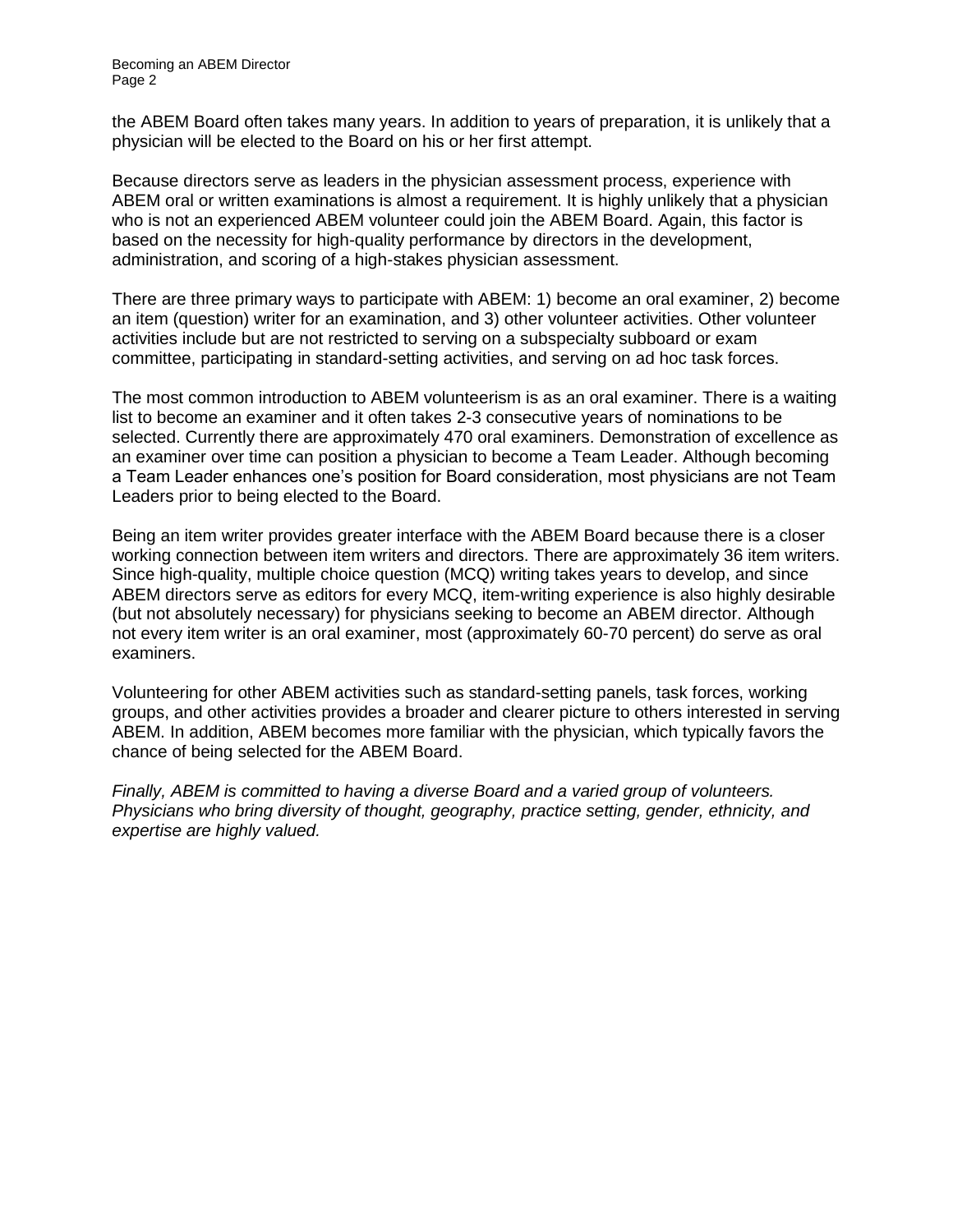the ABEM Board often takes many years. In addition to years of preparation, it is unlikely that a physician will be elected to the Board on his or her first attempt.

Because directors serve as leaders in the physician assessment process, experience with ABEM oral or written examinations is almost a requirement. It is highly unlikely that a physician who is not an experienced ABEM volunteer could join the ABEM Board. Again, this factor is based on the necessity for high-quality performance by directors in the development, administration, and scoring of a high-stakes physician assessment.

There are three primary ways to participate with ABEM: 1) become an oral examiner, 2) become an item (question) writer for an examination, and 3) other volunteer activities. Other volunteer activities include but are not restricted to serving on a subspecialty subboard or exam committee, participating in standard-setting activities, and serving on ad hoc task forces.

The most common introduction to ABEM volunteerism is as an oral examiner. There is a waiting list to become an examiner and it often takes 2-3 consecutive years of nominations to be selected. Currently there are approximately 470 oral examiners. Demonstration of excellence as an examiner over time can position a physician to become a Team Leader. Although becoming a Team Leader enhances one's position for Board consideration, most physicians are not Team Leaders prior to being elected to the Board.

Being an item writer provides greater interface with the ABEM Board because there is a closer working connection between item writers and directors. There are approximately 36 item writers. Since high-quality, multiple choice question (MCQ) writing takes years to develop, and since ABEM directors serve as editors for every MCQ, item-writing experience is also highly desirable (but not absolutely necessary) for physicians seeking to become an ABEM director. Although not every item writer is an oral examiner, most (approximately 60-70 percent) do serve as oral examiners.

Volunteering for other ABEM activities such as standard-setting panels, task forces, working groups, and other activities provides a broader and clearer picture to others interested in serving ABEM. In addition, ABEM becomes more familiar with the physician, which typically favors the chance of being selected for the ABEM Board.

*Finally, ABEM is committed to having a diverse Board and a varied group of volunteers. Physicians who bring diversity of thought, geography, practice setting, gender, ethnicity, and expertise are highly valued.*